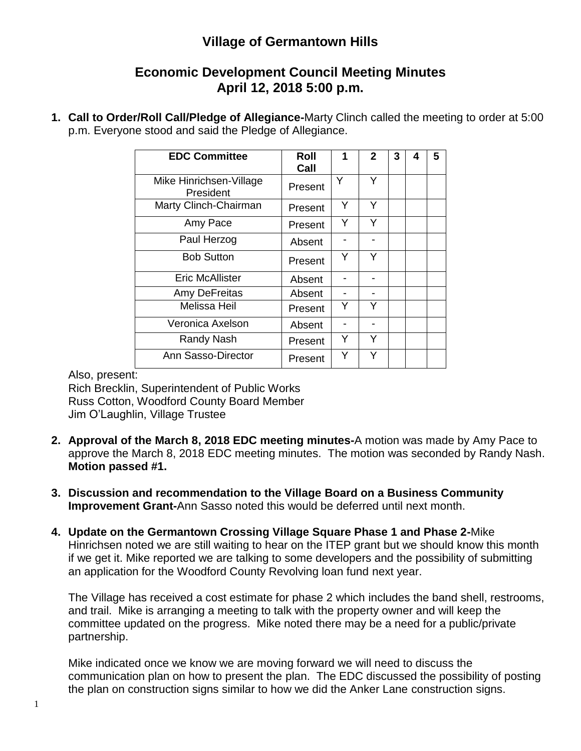# Village of Germantown Hills

## Economic Development Council Meeting Minutes
## April 12, 2018 5:00 p.m.

1. **Call to Order/Roll Call/Pledge of Allegiance-**Marty Clinch called the meeting to order at 5:00 p.m. Everyone stood and said the Pledge of Allegiance.

| EDC Committee | Roll Call | 1 | 2 | 3 | 4 | 5 |
|---|---|---|---|---|---|---|
| Mike Hinrichsen-Village President | Present | Y | Y | | | |
| Marty Clinch-Chairman | Present | Y | Y | | | |
| Amy Pace | Present | Y | Y | | | |
| Paul Herzog | Absent | - | - | | | |
| Bob Sutton | Present | Y | Y | | | |
| Eric McAllister | Absent | - | - | | | |
| Amy DeFreitas | Absent | - | - | | | |
| Melissa Heil | Present | Y | Y | | | |
| Veronica Axelson | Absent | - | - | | | |
| Randy Nash | Present | Y | Y | | | |
| Ann Sasso-Director | Present | Y | Y | | | |

Also, present:
Rich Brecklin, Superintendent of Public Works
Russ Cotton, Woodford County Board Member
Jim O'Laughlin, Village Trustee

2. **Approval of the March 8, 2018 EDC meeting minutes-**A motion was made by Amy Pace to approve the March 8, 2018 EDC meeting minutes. The motion was seconded by Randy Nash. **Motion passed #1.**

3. **Discussion and recommendation to the Village Board on a Business Community Improvement Grant-**Ann Sasso noted this would be deferred until next month.

4. **Update on the Germantown Crossing Village Square Phase 1 and Phase 2-**Mike Hinrichsen noted we are still waiting to hear on the ITEP grant but we should know this month if we get it. Mike reported we are talking to some developers and the possibility of submitting an application for the Woodford County Revolving loan fund next year.

   The Village has received a cost estimate for phase 2 which includes the band shell, restrooms, and trail. Mike is arranging a meeting to talk with the property owner and will keep the committee updated on the progress. Mike noted there may be a need for a public/private partnership.

   Mike indicated once we know we are moving forward we will need to discuss the communication plan on how to present the plan. The EDC discussed the possibility of posting the plan on construction signs similar to how we did the Anker Lane construction signs.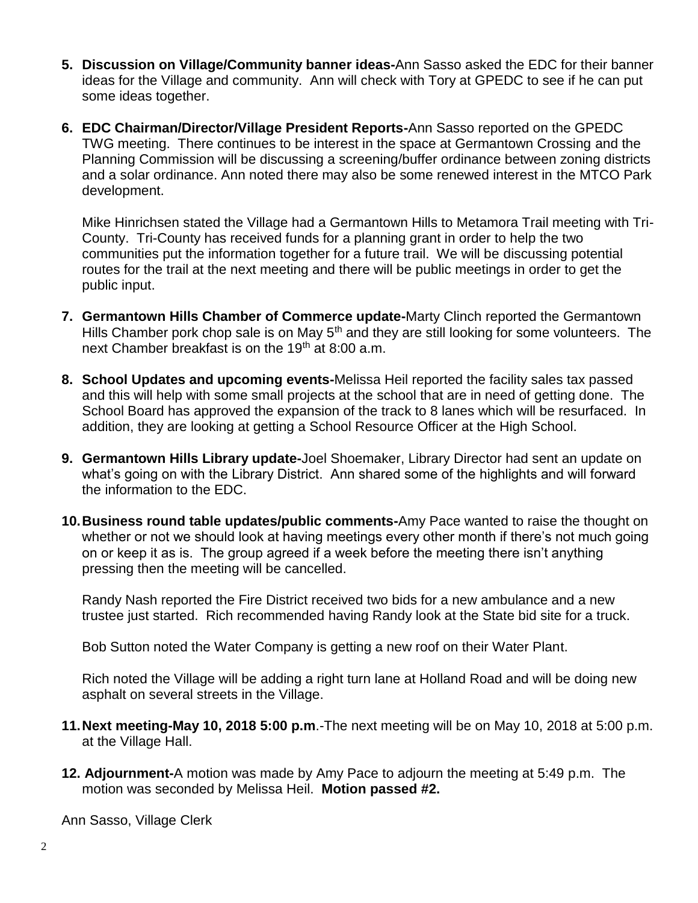5. **Discussion on Village/Community banner ideas-**Ann Sasso asked the EDC for their banner ideas for the Village and community. Ann will check with Tory at GPEDC to see if he can put some ideas together.

6. **EDC Chairman/Director/Village President Reports-**Ann Sasso reported on the GPEDC TWG meeting. There continues to be interest in the space at Germantown Crossing and the Planning Commission will be discussing a screening/buffer ordinance between zoning districts and a solar ordinance. Ann noted there may also be some renewed interest in the MTCO Park development.

   Mike Hinrichsen stated the Village had a Germantown Hills to Metamora Trail meeting with Tri-County. Tri-County has received funds for a planning grant in order to help the two communities put the information together for a future trail. We will be discussing potential routes for the trail at the next meeting and there will be public meetings in order to get the public input.

7. **Germantown Hills Chamber of Commerce update-**Marty Clinch reported the Germantown Hills Chamber pork chop sale is on May 5th and they are still looking for some volunteers. The next Chamber breakfast is on the 19th at 8:00 a.m.

8. **School Updates and upcoming events-**Melissa Heil reported the facility sales tax passed and this will help with some small projects at the school that are in need of getting done. The School Board has approved the expansion of the track to 8 lanes which will be resurfaced. In addition, they are looking at getting a School Resource Officer at the High School.

9. **Germantown Hills Library update-**Joel Shoemaker, Library Director had sent an update on what's going on with the Library District. Ann shared some of the highlights and will forward the information to the EDC.

10. **Business round table updates/public comments-**Amy Pace wanted to raise the thought on whether or not we should look at having meetings every other month if there's not much going on or keep it as is. The group agreed if a week before the meeting there isn't anything pressing then the meeting will be cancelled.

    Randy Nash reported the Fire District received two bids for a new ambulance and a new trustee just started. Rich recommended having Randy look at the State bid site for a truck.

    Bob Sutton noted the Water Company is getting a new roof on their Water Plant.

    Rich noted the Village will be adding a right turn lane at Holland Road and will be doing new asphalt on several streets in the Village.

11. **Next meeting-May 10, 2018 5:00 p.m**.-The next meeting will be on May 10, 2018 at 5:00 p.m. at the Village Hall.

12. **Adjournment-**A motion was made by Amy Pace to adjourn the meeting at 5:49 p.m. The motion was seconded by Melissa Heil. **Motion passed #2.**

Ann Sasso, Village Clerk